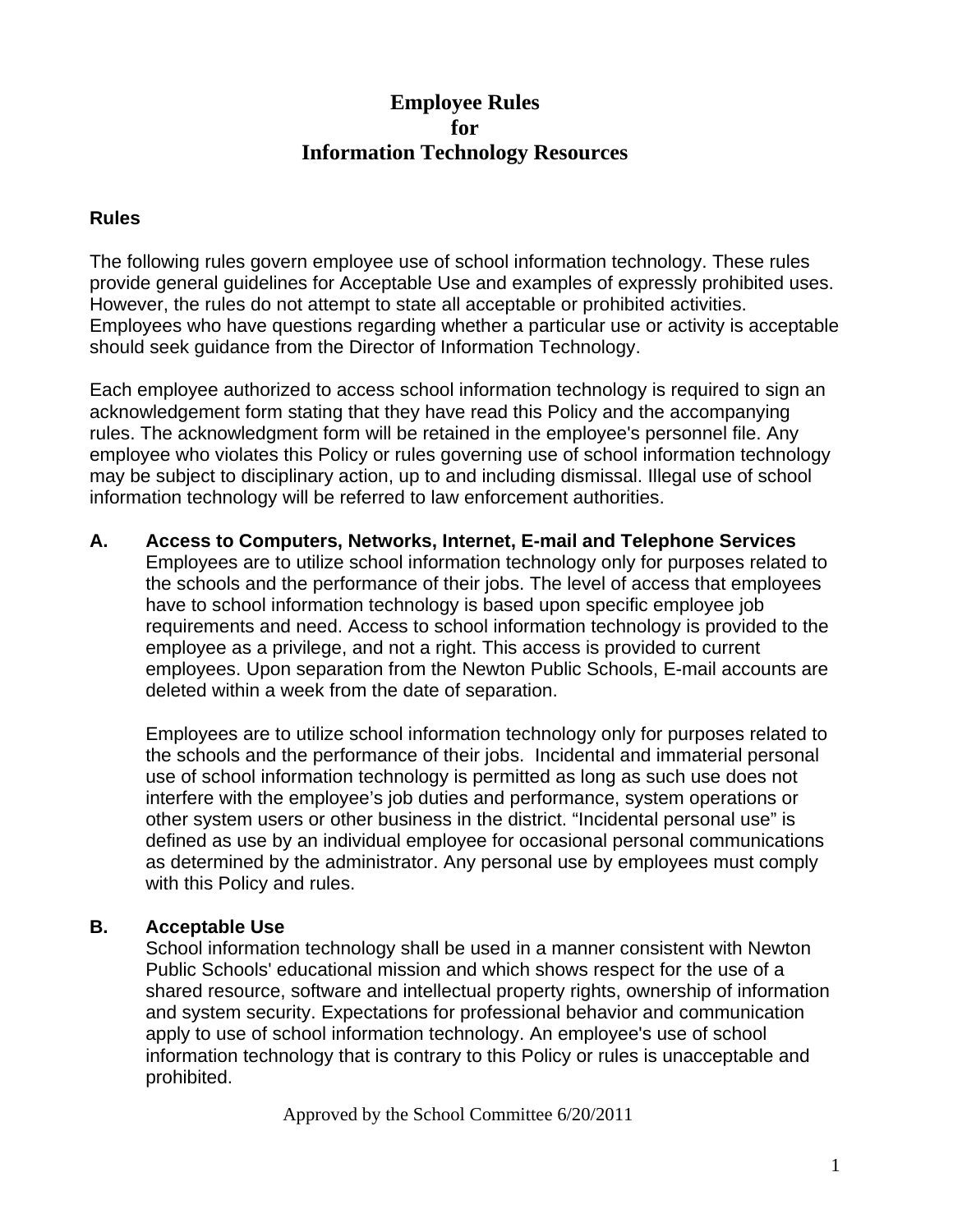# Employee Rules for Information Technology Resources

### Rules

The following rules govern employee use of school information technology. These rules provide general guidelines for Acceptable Use and examples of expressly prohibited uses. However, the rules do not attempt to state all acceptable or prohibited activities. Employees who have questions regarding whether a particular use or activity is acceptable should seek guidance from the Director of Information Technology.

Each employee authorized to access school information technology is required to sign an acknowledgement form stating that they have read this Policy and the accompanying rules. The acknowledgment form will be retained in the employee's personnel file. Any employee who violates this Policy or rules governing use of school information technology may be subject to disciplinary action, up to and including dismissal. Illegal use of school information technology will be referred to law enforcement authorities.

### A. Access to Computers, Networks, Internet, E-mail and Telephone Services

Employees are to utilize school information technology only for purposes related to the schools and the performance of their jobs. The level of access that employees have to school information technology is based upon specific employee job requirements and need. Access to school information technology is provided to the employee as a privilege, and not a right. This access is provided to current employees. Upon separation from the Newton Public Schools, E-mail accounts are deleted within a week from the date of separation.

Employees are to utilize school information technology only for purposes related to the schools and the performance of their jobs. Incidental and immaterial personal use of school information technology is permitted as long as such use does not interfere with the employee’s job duties and performance, system operations or other system users or other business in the district. “Incidental personal use” is defined as use by an individual employee for occasional personal communications as determined by the administrator. Any personal use by employees must comply with this Policy and rules.

### B. Acceptable Use

School information technology shall be used in a manner consistent with Newton Public Schools' educational mission and which shows respect for the use of a shared resource, software and intellectual property rights, ownership of information and system security. Expectations for professional behavior and communication apply to use of school information technology. An employee's use of school information technology that is contrary to this Policy or rules is unacceptable and prohibited.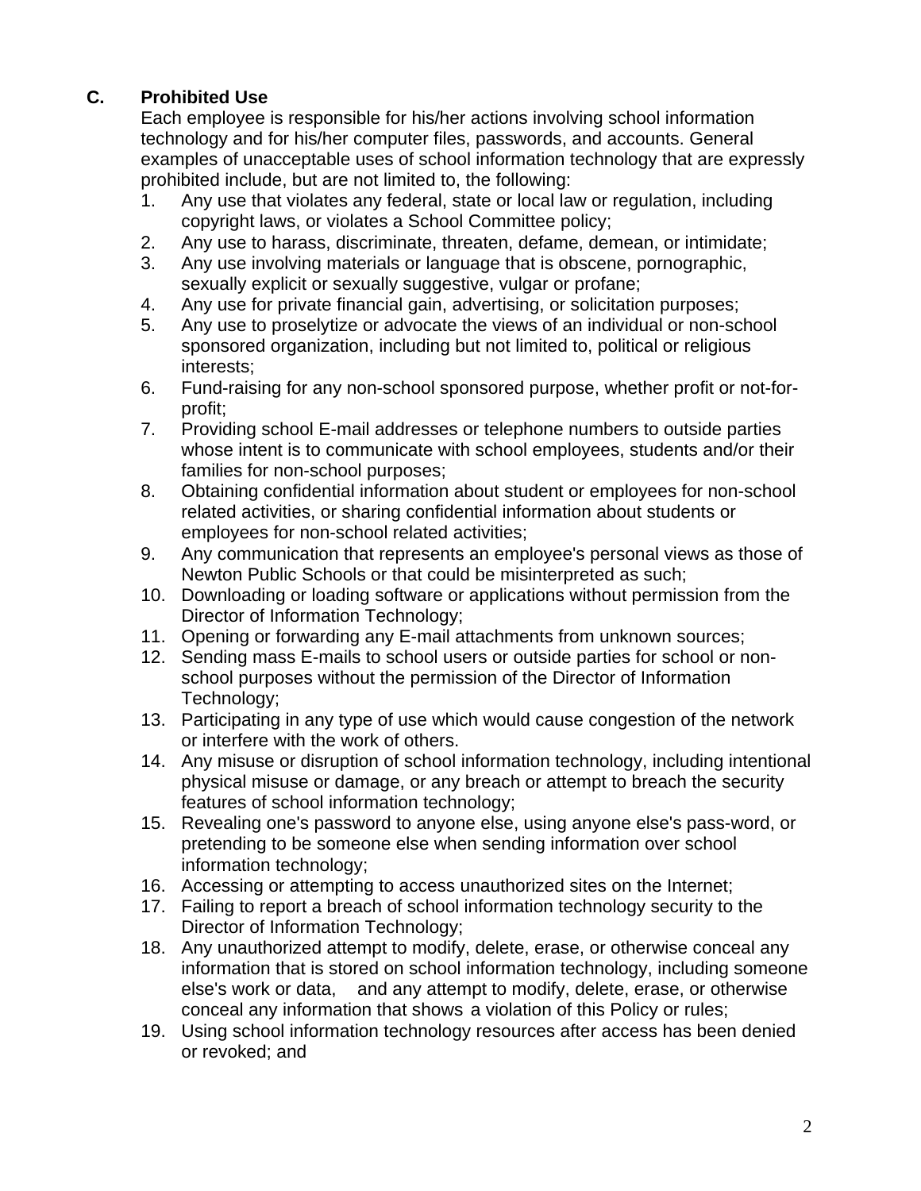## C. Prohibited Use

Each employee is responsible for his/her actions involving school information technology and for his/her computer files, passwords, and accounts. General examples of unacceptable uses of school information technology that are expressly prohibited include, but are not limited to, the following:

1. Any use that violates any federal, state or local law or regulation, including copyright laws, or violates a School Committee policy;
2. Any use to harass, discriminate, threaten, defame, demean, or intimidate;
3. Any use involving materials or language that is obscene, pornographic, sexually explicit or sexually suggestive, vulgar or profane;
4. Any use for private financial gain, advertising, or solicitation purposes;
5. Any use to proselytize or advocate the views of an individual or non-school sponsored organization, including but not limited to, political or religious interests;
6. Fund-raising for any non-school sponsored purpose, whether profit or not-for-profit;
7. Providing school E-mail addresses or telephone numbers to outside parties whose intent is to communicate with school employees, students and/or their families for non-school purposes;
8. Obtaining confidential information about student or employees for non-school related activities, or sharing confidential information about students or employees for non-school related activities;
9. Any communication that represents an employee's personal views as those of Newton Public Schools or that could be misinterpreted as such;
10. Downloading or loading software or applications without permission from the Director of Information Technology;
11. Opening or forwarding any E-mail attachments from unknown sources;
12. Sending mass E-mails to school users or outside parties for school or non-school purposes without the permission of the Director of Information Technology;
13. Participating in any type of use which would cause congestion of the network or interfere with the work of others.
14. Any misuse or disruption of school information technology, including intentional physical misuse or damage, or any breach or attempt to breach the security features of school information technology;
15. Revealing one's password to anyone else, using anyone else's pass-word, or pretending to be someone else when sending information over school information technology;
16. Accessing or attempting to access unauthorized sites on the Internet;
17. Failing to report a breach of school information technology security to the Director of Information Technology;
18. Any unauthorized attempt to modify, delete, erase, or otherwise conceal any information that is stored on school information technology, including someone else's work or data, and any attempt to modify, delete, erase, or otherwise conceal any information that shows a violation of this Policy or rules;
19. Using school information technology resources after access has been denied or revoked; and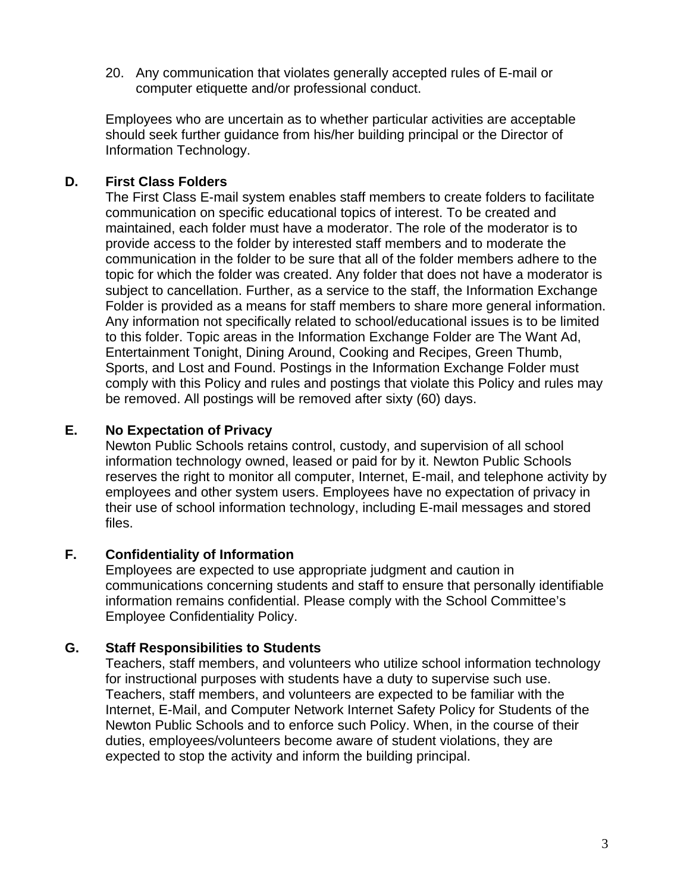20. Any communication that violates generally accepted rules of E-mail or computer etiquette and/or professional conduct.

Employees who are uncertain as to whether particular activities are acceptable should seek further guidance from his/her building principal or the Director of Information Technology.

### D. First Class Folders

The First Class E-mail system enables staff members to create folders to facilitate communication on specific educational topics of interest. To be created and maintained, each folder must have a moderator. The role of the moderator is to provide access to the folder by interested staff members and to moderate the communication in the folder to be sure that all of the folder members adhere to the topic for which the folder was created. Any folder that does not have a moderator is subject to cancellation. Further, as a service to the staff, the Information Exchange Folder is provided as a means for staff members to share more general information. Any information not specifically related to school/educational issues is to be limited to this folder. Topic areas in the Information Exchange Folder are The Want Ad, Entertainment Tonight, Dining Around, Cooking and Recipes, Green Thumb, Sports, and Lost and Found. Postings in the Information Exchange Folder must comply with this Policy and rules and postings that violate this Policy and rules may be removed. All postings will be removed after sixty (60) days.

### E. No Expectation of Privacy

Newton Public Schools retains control, custody, and supervision of all school information technology owned, leased or paid for by it. Newton Public Schools reserves the right to monitor all computer, Internet, E-mail, and telephone activity by employees and other system users. Employees have no expectation of privacy in their use of school information technology, including E-mail messages and stored files.

### F. Confidentiality of Information

Employees are expected to use appropriate judgment and caution in communications concerning students and staff to ensure that personally identifiable information remains confidential. Please comply with the School Committee's Employee Confidentiality Policy.

### G. Staff Responsibilities to Students

Teachers, staff members, and volunteers who utilize school information technology for instructional purposes with students have a duty to supervise such use. Teachers, staff members, and volunteers are expected to be familiar with the Internet, E-Mail, and Computer Network Internet Safety Policy for Students of the Newton Public Schools and to enforce such Policy. When, in the course of their duties, employees/volunteers become aware of student violations, they are expected to stop the activity and inform the building principal.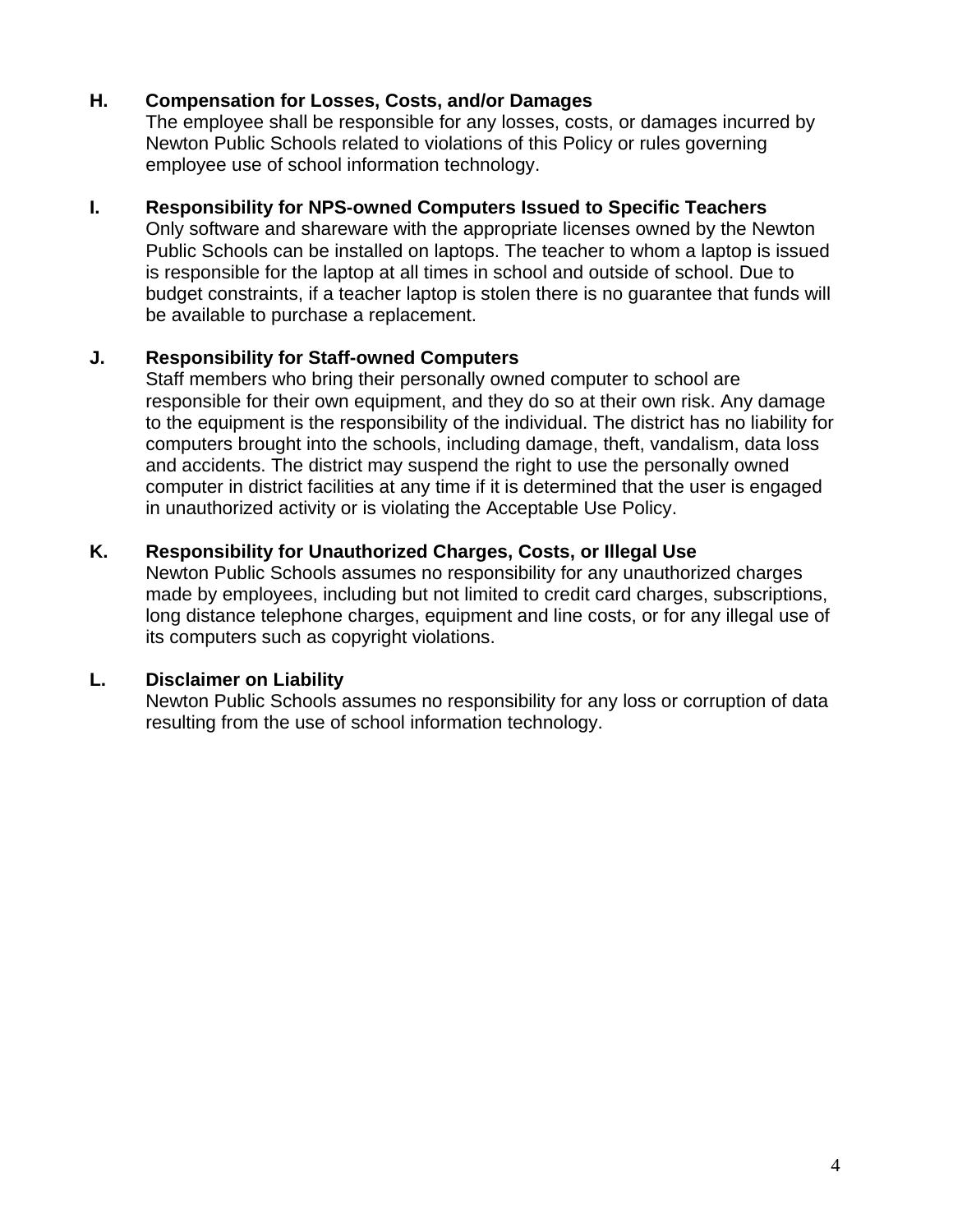**H. Compensation for Losses, Costs, and/or Damages**

The employee shall be responsible for any losses, costs, or damages incurred by Newton Public Schools related to violations of this Policy or rules governing employee use of school information technology.

**I. Responsibility for NPS-owned Computers Issued to Specific Teachers**

Only software and shareware with the appropriate licenses owned by the Newton Public Schools can be installed on laptops. The teacher to whom a laptop is issued is responsible for the laptop at all times in school and outside of school. Due to budget constraints, if a teacher laptop is stolen there is no guarantee that funds will be available to purchase a replacement.

**J. Responsibility for Staff-owned Computers**

Staff members who bring their personally owned computer to school are responsible for their own equipment, and they do so at their own risk. Any damage to the equipment is the responsibility of the individual. The district has no liability for computers brought into the schools, including damage, theft, vandalism, data loss and accidents. The district may suspend the right to use the personally owned computer in district facilities at any time if it is determined that the user is engaged in unauthorized activity or is violating the Acceptable Use Policy.

**K. Responsibility for Unauthorized Charges, Costs, or Illegal Use**

Newton Public Schools assumes no responsibility for any unauthorized charges made by employees, including but not limited to credit card charges, subscriptions, long distance telephone charges, equipment and line costs, or for any illegal use of its computers such as copyright violations.

**L. Disclaimer on Liability**

Newton Public Schools assumes no responsibility for any loss or corruption of data resulting from the use of school information technology.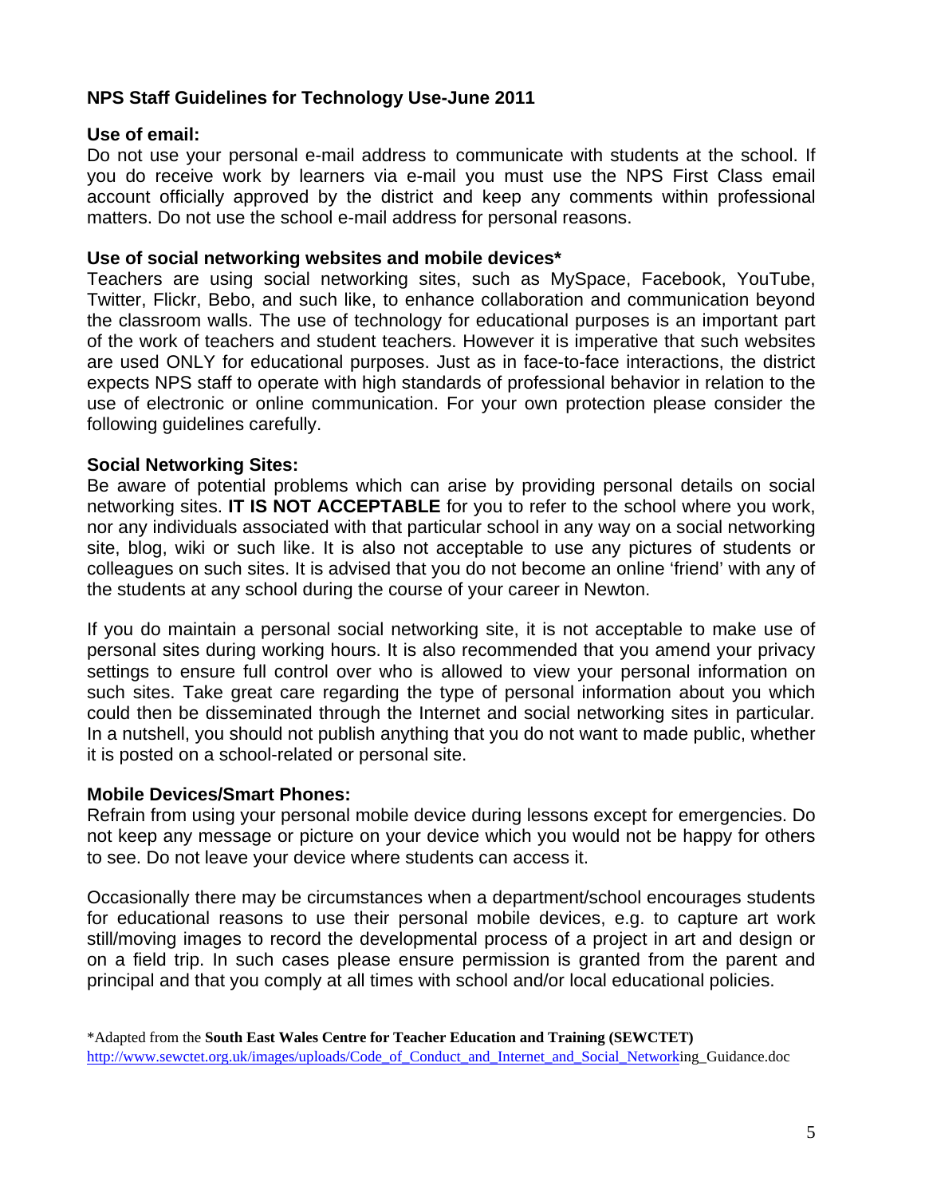## NPS Staff Guidelines for Technology Use-June 2011

### Use of email:

Do not use your personal e-mail address to communicate with students at the school. If you do receive work by learners via e-mail you must use the NPS First Class email account officially approved by the district and keep any comments within professional matters. Do not use the school e-mail address for personal reasons.

### Use of social networking websites and mobile devices*

Teachers are using social networking sites, such as MySpace, Facebook, YouTube, Twitter, Flickr, Bebo, and such like, to enhance collaboration and communication beyond the classroom walls. The use of technology for educational purposes is an important part of the work of teachers and student teachers. However it is imperative that such websites are used ONLY for educational purposes. Just as in face-to-face interactions, the district expects NPS staff to operate with high standards of professional behavior in relation to the use of electronic or online communication. For your own protection please consider the following guidelines carefully.

### Social Networking Sites:

Be aware of potential problems which can arise by providing personal details on social networking sites. **IT IS NOT ACCEPTABLE** for you to refer to the school where you work, nor any individuals associated with that particular school in any way on a social networking site, blog, wiki or such like. It is also not acceptable to use any pictures of students or colleagues on such sites. It is advised that you do not become an online 'friend' with any of the students at any school during the course of your career in Newton.

If you do maintain a personal social networking site, it is not acceptable to make use of personal sites during working hours. It is also recommended that you amend your privacy settings to ensure full control over who is allowed to view your personal information on such sites. Take great care regarding the type of personal information about you which could then be disseminated through the Internet and social networking sites in particular. In a nutshell, you should not publish anything that you do not want to made public, whether it is posted on a school-related or personal site.

### Mobile Devices/Smart Phones:

Refrain from using your personal mobile device during lessons except for emergencies. Do not keep any message or picture on your device which you would not be happy for others to see. Do not leave your device where students can access it.

Occasionally there may be circumstances when a department/school encourages students for educational reasons to use their personal mobile devices, e.g. to capture art work still/moving images to record the developmental process of a project in art and design or on a field trip. In such cases please ensure permission is granted from the parent and principal and that you comply at all times with school and/or local educational policies.

*Adapted from the **South East Wales Centre for Teacher Education and Training (SEWCTET)**
http://www.sewctet.org.uk/images/uploads/Code_of_Conduct_and_Internet_and_Social_Networking_Guidance.doc